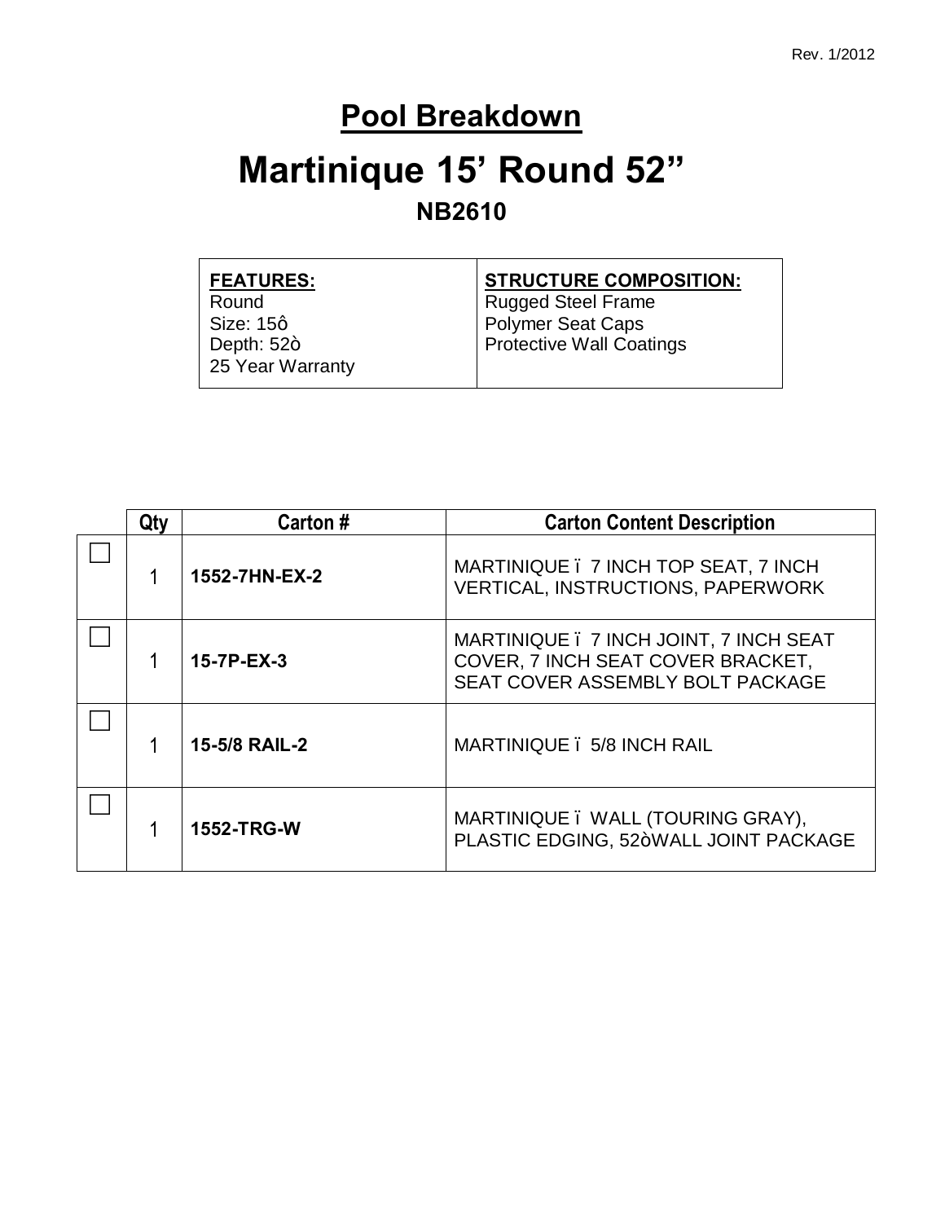Rev. 1/2012

# Pool Breakdown

# Martinique 15' Round 52"

## NB2610

| **FEATURES:**<br>Round<br>Size: 15ô<br>Depth: 52ò<br>25 Year Warranty | **STRUCTURE COMPOSITION:**<br>Rugged Steel Frame<br>Polymer Seat Caps<br>Protective Wall Coatings |
|---|---|

| | Qty | Carton # | Carton Content Description |
|---|---|---|---|
| ☐ | 1 | **1552-7HN-EX-2** | MARTINIQUE ï 7 INCH TOP SEAT, 7 INCH VERTICAL, INSTRUCTIONS, PAPERWORK |
| ☐ | 1 | **15-7P-EX-3** | MARTINIQUE ï 7 INCH JOINT, 7 INCH SEAT COVER, 7 INCH SEAT COVER BRACKET, SEAT COVER ASSEMBLY BOLT PACKAGE |
| ☐ | 1 | **15-5/8 RAIL-2** | MARTINIQUE ï 5/8 INCH RAIL |
| ☐ | 1 | **1552-TRG-W** | MARTINIQUE ï WALL (TOURING GRAY), PLASTIC EDGING, 52òWALL JOINT PACKAGE |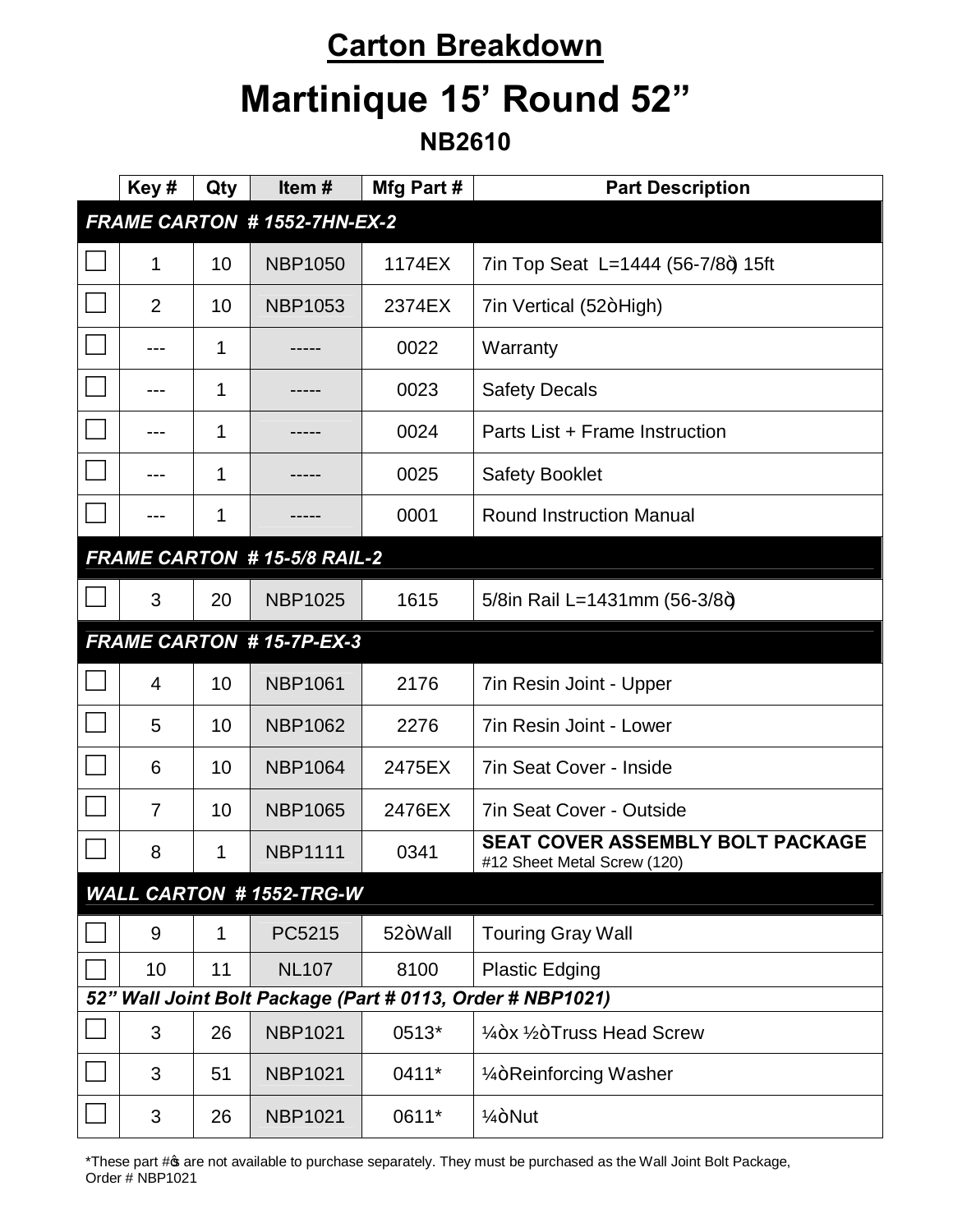# Carton Breakdown

# Martinique 15' Round 52"

### NB2610

| | Key # | Qty | Item # | Mfg Part # | Part Description |
|---|---|---|---|---|---|
| ***FRAME CARTON # 1552-7HN-EX-2*** | | | | | |
| ☐ | 1 | 10 | NBP1050 | 1174EX | 7in Top Seat L=1444 (56-7/8ò) 15ft |
| ☐ | 2 | 10 | NBP1053 | 2374EX | 7in Vertical (52òHigh) |
| ☐ | --- | 1 | ----- | 0022 | Warranty |
| ☐ | --- | 1 | ----- | 0023 | Safety Decals |
| ☐ | --- | 1 | ----- | 0024 | Parts List + Frame Instruction |
| ☐ | --- | 1 | ----- | 0025 | Safety Booklet |
| ☐ | --- | 1 | ----- | 0001 | Round Instruction Manual |
| ***FRAME CARTON # 15-5/8 RAIL-2*** | | | | | |
| ☐ | 3 | 20 | NBP1025 | 1615 | 5/8in Rail L=1431mm (56-3/8ò) |
| ***FRAME CARTON # 15-7P-EX-3*** | | | | | |
| ☐ | 4 | 10 | NBP1061 | 2176 | 7in Resin Joint - Upper |
| ☐ | 5 | 10 | NBP1062 | 2276 | 7in Resin Joint - Lower |
| ☐ | 6 | 10 | NBP1064 | 2475EX | 7in Seat Cover - Inside |
| ☐ | 7 | 10 | NBP1065 | 2476EX | 7in Seat Cover - Outside |
| ☐ | 8 | 1 | NBP1111 | 0341 | **SEAT COVER ASSEMBLY BOLT PACKAGE** #12 Sheet Metal Screw (120) |
| ***WALL CARTON # 1552-TRG-W*** | | | | | |
| ☐ | 9 | 1 | PC5215 | 52òWall | Touring Gray Wall |
| ☐ | 10 | 11 | NL107 | 8100 | Plastic Edging |
| ***52" Wall Joint Bolt Package (Part # 0113, Order # NBP1021)*** | | | | | |
| ☐ | 3 | 26 | NBP1021 | 0513* | ¼òx ½òTruss Head Screw |
| ☐ | 3 | 51 | NBP1021 | 0411* | ¼òReinforcing Washer |
| ☐ | 3 | 26 | NBP1021 | 0611* | ¼òNut |

*These part #ò are not available to purchase separately. They must be purchased as the Wall Joint Bolt Package, Order # NBP1021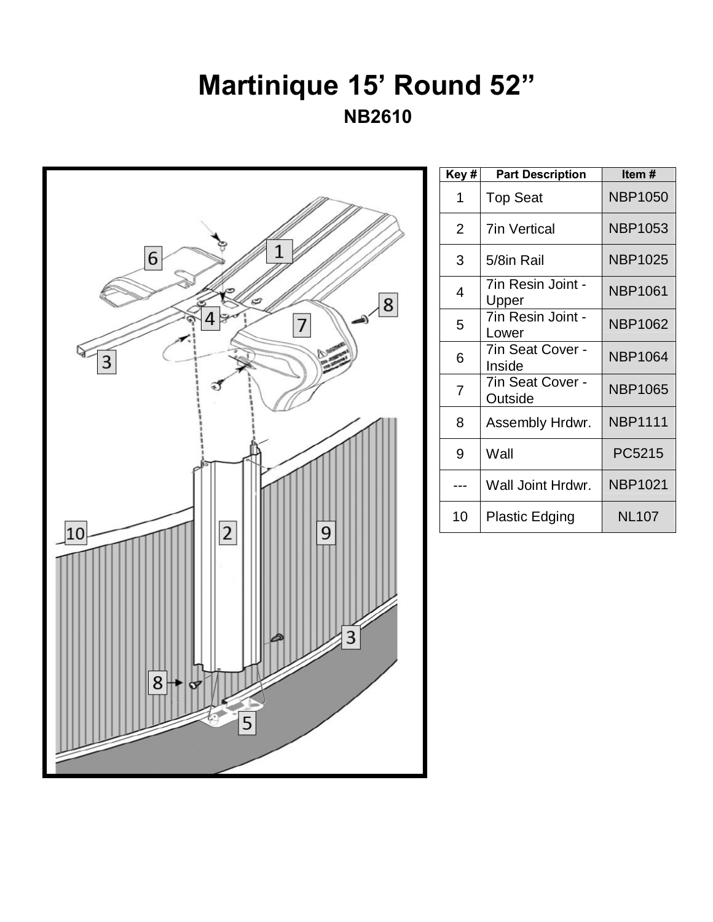# Martinique 15' Round 52"

## NB2610

| Key # | Part Description | Item # |
|---|---|---|
| 1 | Top Seat | NBP1050 |
| 2 | 7in Vertical | NBP1053 |
| 3 | 5/8in Rail | NBP1025 |
| 4 | 7in Resin Joint - Upper | NBP1061 |
| 5 | 7in Resin Joint - Lower | NBP1062 |
| 6 | 7in Seat Cover - Inside | NBP1064 |
| 7 | 7in Seat Cover - Outside | NBP1065 |
| 8 | Assembly Hrdwr. | NBP1111 |
| 9 | Wall | PC5215 |
| --- | Wall Joint Hrdwr. | NBP1021 |
| 10 | Plastic Edging | NL107 |